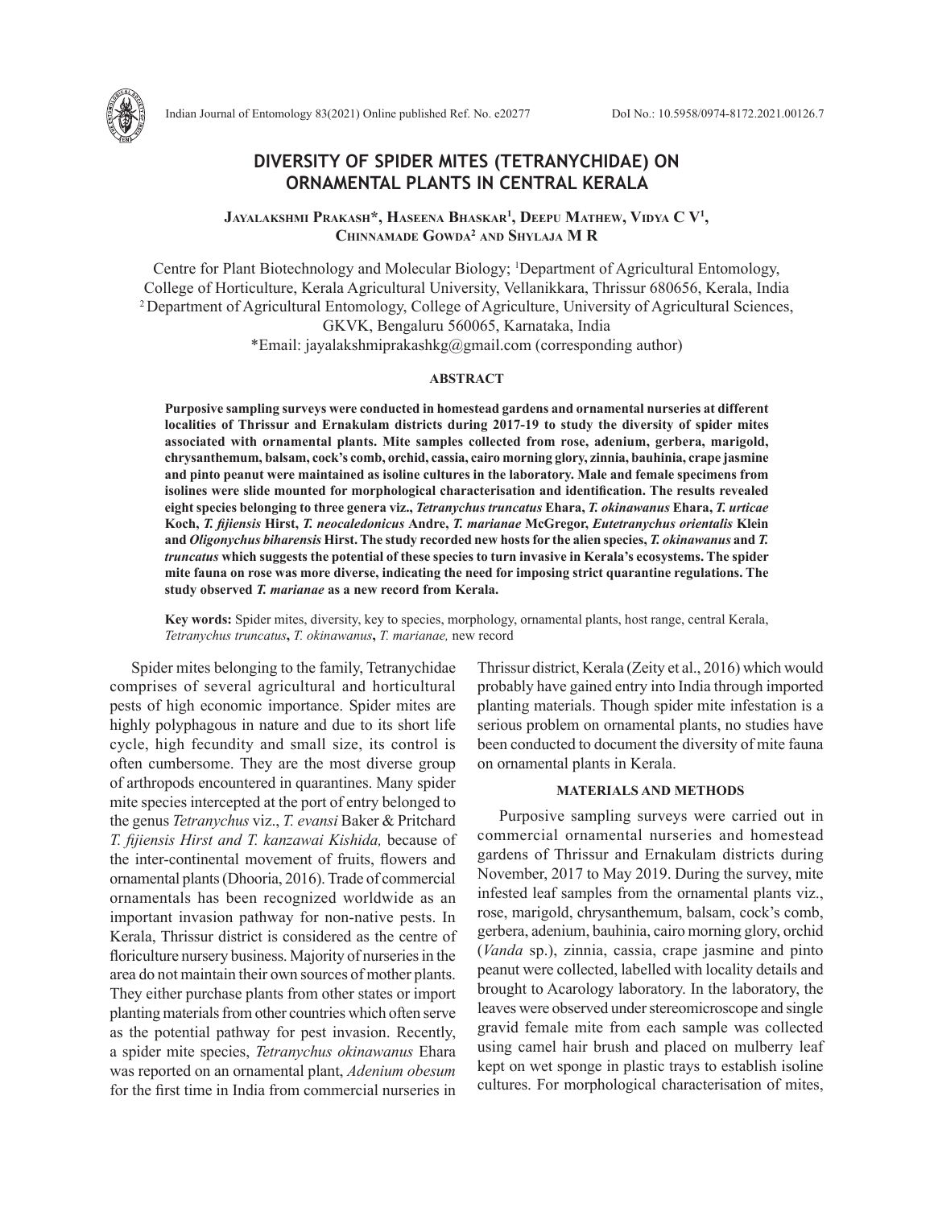# DIVERSITY OF SPIDER MITES (TETRANYCHIDAE) ON ORNAMENTAL PLANTS IN CENTRAL KERALA

**Jayalakshmi Prakash*, Haseena Bhaskar[1], Deepu Mathew, Vidya C V[1], Chinnamade Gowda[2] and Shylaja M R**

Centre for Plant Biotechnology and Molecular Biology; [1]Department of Agricultural Entomology, College of Horticulture, Kerala Agricultural University, Vellanikkara, Thrissur 680656, Kerala, India
[2]Department of Agricultural Entomology, College of Agriculture, University of Agricultural Sciences, GKVK, Bengaluru 560065, Karnataka, India
*Email: jayalakshmiprakashkg@gmail.com (corresponding author)

## ABSTRACT

**Purposive sampling surveys were conducted in homestead gardens and ornamental nurseries at different localities of Thrissur and Ernakulam districts during 2017-19 to study the diversity of spider mites associated with ornamental plants. Mite samples collected from rose, adenium, gerbera, marigold, chrysanthemum, balsam, cock's comb, orchid, cassia, cairo morning glory, zinnia, bauhinia, crape jasmine and pinto peanut were maintained as isoline cultures in the laboratory. Male and female specimens from isolines were slide mounted for morphological characterisation and identification. The results revealed eight species belonging to three genera viz., *Tetranychus truncatus* Ehara, *T. okinawanus* Ehara, *T. urticae* Koch, *T. fijiensis* Hirst, *T. neocaledonicus* Andre, *T. marianae* McGregor, *Eutetranychus orientalis* Klein and *Oligonychus biharensis* Hirst. The study recorded new hosts for the alien species, *T. okinawanus* and *T. truncatus* which suggests the potential of these species to turn invasive in Kerala's ecosystems. The spider mite fauna on rose was more diverse, indicating the need for imposing strict quarantine regulations. The study observed *T. marianae* as a new record from Kerala.**

**Key words:** Spider mites, diversity, key to species, morphology, ornamental plants, host range, central Kerala, *Tetranychus truncatus*, *T. okinawanus*, *T. marianae,* new record

Spider mites belonging to the family, Tetranychidae comprises of several agricultural and horticultural pests of high economic importance. Spider mites are highly polyphagous in nature and due to its short life cycle, high fecundity and small size, its control is often cumbersome. They are the most diverse group of arthropods encountered in quarantines. Many spider mite species intercepted at the port of entry belonged to the genus *Tetranychus* viz., *T. evansi* Baker & Pritchard *T. fijiensis Hirst and T. kanzawai Kishida,* because of the inter-continental movement of fruits, flowers and ornamental plants (Dhooria, 2016). Trade of commercial ornamentals has been recognized worldwide as an important invasion pathway for non-native pests. In Kerala, Thrissur district is considered as the centre of floriculture nursery business. Majority of nurseries in the area do not maintain their own sources of mother plants. They either purchase plants from other states or import planting materials from other countries which often serve as the potential pathway for pest invasion. Recently, a spider mite species, *Tetranychus okinawanus* Ehara was reported on an ornamental plant, *Adenium obesum* for the first time in India from commercial nurseries in Thrissur district, Kerala (Zeity et al., 2016) which would probably have gained entry into India through imported planting materials. Though spider mite infestation is a serious problem on ornamental plants, no studies have been conducted to document the diversity of mite fauna on ornamental plants in Kerala.

## MATERIALS AND METHODS

Purposive sampling surveys were carried out in commercial ornamental nurseries and homestead gardens of Thrissur and Ernakulam districts during November, 2017 to May 2019. During the survey, mite infested leaf samples from the ornamental plants viz., rose, marigold, chrysanthemum, balsam, cock's comb, gerbera, adenium, bauhinia, cairo morning glory, orchid (*Vanda* sp.), zinnia, cassia, crape jasmine and pinto peanut were collected, labelled with locality details and brought to Acarology laboratory. In the laboratory, the leaves were observed under stereomicroscope and single gravid female mite from each sample was collected using camel hair brush and placed on mulberry leaf kept on wet sponge in plastic trays to establish isoline cultures. For morphological characterisation of mites,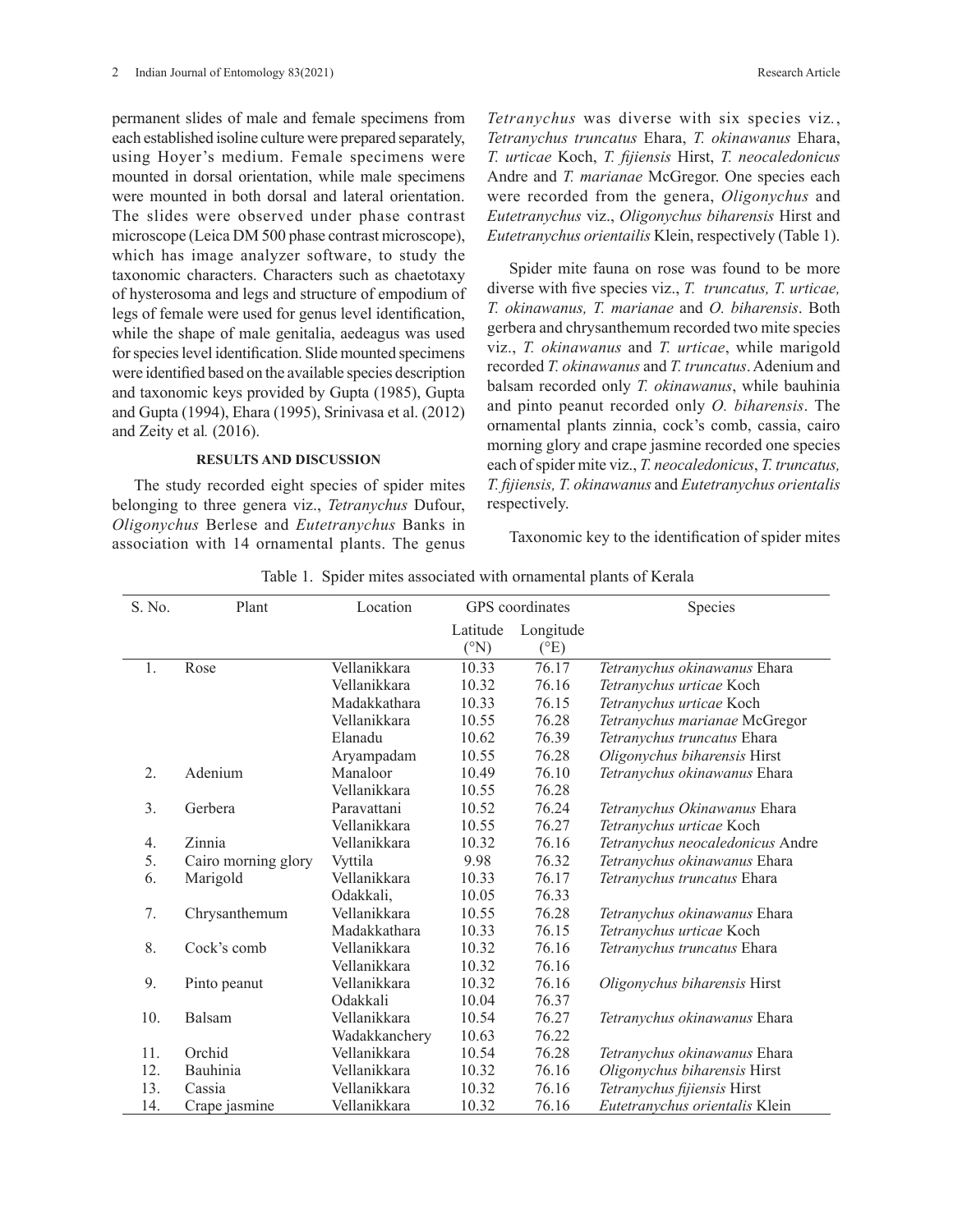permanent slides of male and female specimens from each established isoline culture were prepared separately, using Hoyer's medium. Female specimens were mounted in dorsal orientation, while male specimens were mounted in both dorsal and lateral orientation. The slides were observed under phase contrast microscope (Leica DM 500 phase contrast microscope), which has image analyzer software, to study the taxonomic characters. Characters such as chaetotaxy of hysterosoma and legs and structure of empodium of legs of female were used for genus level identification, while the shape of male genitalia, aedeagus was used for species level identification. Slide mounted specimens were identified based on the available species description and taxonomic keys provided by Gupta (1985), Gupta and Gupta (1994), Ehara (1995), Srinivasa et al. (2012) and Zeity et al*.* (2016).

## RESULTS AND DISCUSSION

The study recorded eight species of spider mites belonging to three genera viz., *Tetranychus* Dufour, *Oligonychus* Berlese and *Eutetranychus* Banks in association with 14 ornamental plants. The genus *Tetranychus* was diverse with six species viz., *Tetranychus truncatus* Ehara, *T. okinawanus* Ehara, *T. urticae* Koch, *T. fijiensis* Hirst, *T. neocaledonicus* Andre and *T. marianae* McGregor. One species each were recorded from the genera, *Oligonychus* and *Eutetranychus* viz., *Oligonychus biharensis* Hirst and *Eutetranychus orientailis* Klein, respectively (Table 1).

Spider mite fauna on rose was found to be more diverse with five species viz., *T. truncatus, T. urticae, T. okinawanus, T. marianae* and *O. biharensis*. Both gerbera and chrysanthemum recorded two mite species viz., *T. okinawanus* and *T. urticae*, while marigold recorded *T. okinawanus* and *T. truncatus*. Adenium and balsam recorded only *T. okinawanus*, while bauhinia and pinto peanut recorded only *O. biharensis*. The ornamental plants zinnia, cock's comb, cassia, cairo morning glory and crape jasmine recorded one species each of spider mite viz., *T. neocaledonicus*, *T. truncatus, T. fijiensis, T. okinawanus* and *Eutetranychus orientalis* respectively.

Taxonomic key to the identification of spider mites

Table 1. Spider mites associated with ornamental plants of Kerala

| S. No. | Plant | Location | GPS coordinates | | Species |
|---|---|---|---|---|---|
| | | | Latitude (°N) | Longitude (°E) | |
| 1. | Rose | Vellanikkara | 10.33 | 76.17 | *Tetranychus okinawanus* Ehara |
| | | Vellanikkara | 10.32 | 76.16 | *Tetranychus urticae* Koch |
| | | Madakkathara | 10.33 | 76.15 | *Tetranychus urticae* Koch |
| | | Vellanikkara | 10.55 | 76.28 | *Tetranychus marianae* McGregor |
| | | Elanadu | 10.62 | 76.39 | *Tetranychus truncatus* Ehara |
| | | Aryampadam | 10.55 | 76.28 | *Oligonychus biharensis* Hirst |
| 2. | Adenium | Manaloor | 10.49 | 76.10 | *Tetranychus okinawanus* Ehara |
| | | Vellanikkara | 10.55 | 76.28 | |
| 3. | Gerbera | Paravattani | 10.52 | 76.24 | *Tetranychus Okinawanus* Ehara |
| | | Vellanikkara | 10.55 | 76.27 | *Tetranychus urticae* Koch |
| 4. | Zinnia | Vellanikkara | 10.32 | 76.16 | *Tetranychus neocaledonicus* Andre |
| 5. | Cairo morning glory | Vyttila | 9.98 | 76.32 | *Tetranychus okinawanus* Ehara |
| 6. | Marigold | Vellanikkara | 10.33 | 76.17 | *Tetranychus truncatus* Ehara |
| | | Odakkali, | 10.05 | 76.33 | |
| 7. | Chrysanthemum | Vellanikkara | 10.55 | 76.28 | *Tetranychus okinawanus* Ehara |
| | | Madakkathara | 10.33 | 76.15 | *Tetranychus urticae* Koch |
| 8. | Cock's comb | Vellanikkara | 10.32 | 76.16 | *Tetranychus truncatus* Ehara |
| | | Vellanikkara | 10.32 | 76.16 | |
| 9. | Pinto peanut | Vellanikkara | 10.32 | 76.16 | *Oligonychus biharensis* Hirst |
| | | Odakkali | 10.04 | 76.37 | |
| 10. | Balsam | Vellanikkara | 10.54 | 76.27 | *Tetranychus okinawanus* Ehara |
| | | Wadakkanchery | 10.63 | 76.22 | |
| 11. | Orchid | Vellanikkara | 10.54 | 76.28 | *Tetranychus okinawanus* Ehara |
| 12. | Bauhinia | Vellanikkara | 10.32 | 76.16 | *Oligonychus biharensis* Hirst |
| 13. | Cassia | Vellanikkara | 10.32 | 76.16 | *Tetranychus fijiensis* Hirst |
| 14. | Crape jasmine | Vellanikkara | 10.32 | 76.16 | *Eutetranychus orientalis* Klein |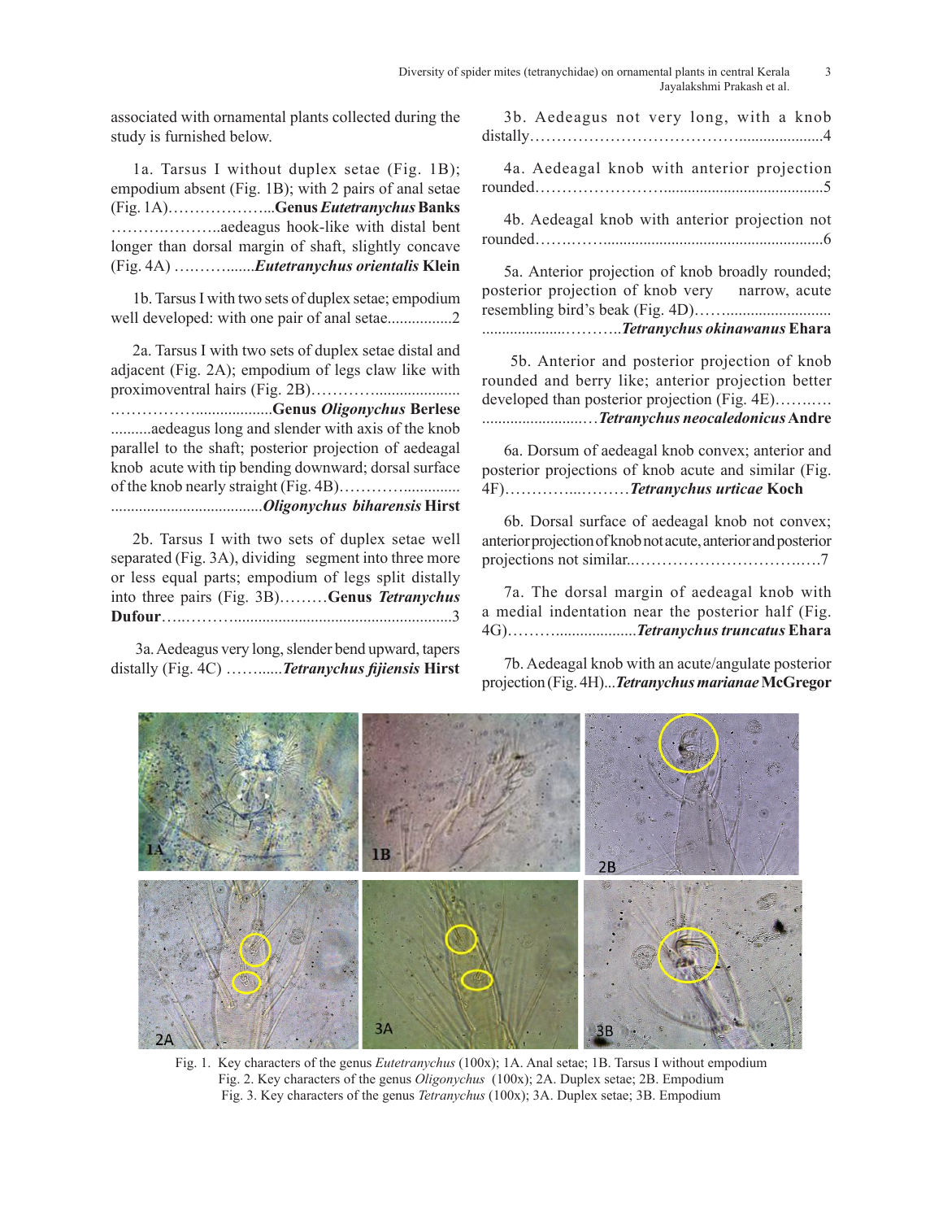associated with ornamental plants collected during the study is furnished below.

1a. Tarsus I without duplex setae (Fig. 1B); empodium absent (Fig. 1B); with 2 pairs of anal setae (Fig. 1A)……………….....**Genus *Eutetranychus* Banks** ……….………..aedeagus hook-like with distal bent longer than dorsal margin of shaft, slightly concave (Fig. 4A) ….……......***Eutetranychus orientalis* Klein**

1b. Tarsus I with two sets of duplex setae; empodium well developed: with one pair of anal setae................2

2a. Tarsus I with two sets of duplex setae distal and adjacent (Fig. 2A); empodium of legs claw like with proximoventral hairs (Fig. 2B)……………..................... .………………...................**Genus *Oligonychus* Berlese** ..........aedeagus long and slender with axis of the knob parallel to the shaft; posterior projection of aedeagal knob acute with tip bending downward; dorsal surface of the knob nearly straight (Fig. 4B)………….............. ......................................***Oligonychus biharensis* Hirst**

2b. Tarsus I with two sets of duplex setae well separated (Fig. 3A), dividing segment into three more or less equal parts; empodium of legs split distally into three pairs (Fig. 3B)………**Genus *Tetranychus* Dufour**…..……….......................................................3

3a. Aedeagus very long, slender bend upward, tapers distally (Fig. 4C) ……......***Tetranychus fijiensis* Hirst**

3b. Aedeagus not very long, with a knob distally……………………………….....................4

4a. Aedeagal knob with anterior projection rounded……………………........................................5

4b. Aedeagal knob with anterior projection not rounded……..……......................................................6

5a. Anterior projection of knob broadly rounded; posterior projection of knob very narrow, acute resembling bird's beak (Fig. 4D)…….......................... ...................…….…..***Tetranychus okinawanus* Ehara**

5b. Anterior and posterior projection of knob rounded and berry like; anterior projection better developed than posterior projection (Fig. 4E)……..…. ...........................…***Tetranychus neocaledonicus* Andre**

6a. Dorsum of aedeagal knob convex; anterior and posterior projections of knob acute and similar (Fig. 4F)…………...………***Tetranychus urticae* Koch**

6b. Dorsal surface of aedeagal knob not convex; anterior projection of knob not acute, anterior and posterior projections not similar..…………………………..….7

7a. The dorsal margin of aedeagal knob with a medial indentation near the posterior half (Fig. 4G)………....................***Tetranychus truncatus* Ehara**

7b. Aedeagal knob with an acute/angulate posterior projection (Fig. 4H)...***Tetranychus marianae* McGregor**

Fig. 1. Key characters of the genus *Eutetranychus* (100x); 1A. Anal setae; 1B. Tarsus I without empodium
Fig. 2. Key characters of the genus *Oligonychus* (100x); 2A. Duplex setae; 2B. Empodium
Fig. 3. Key characters of the genus *Tetranychus* (100x); 3A. Duplex setae; 3B. Empodium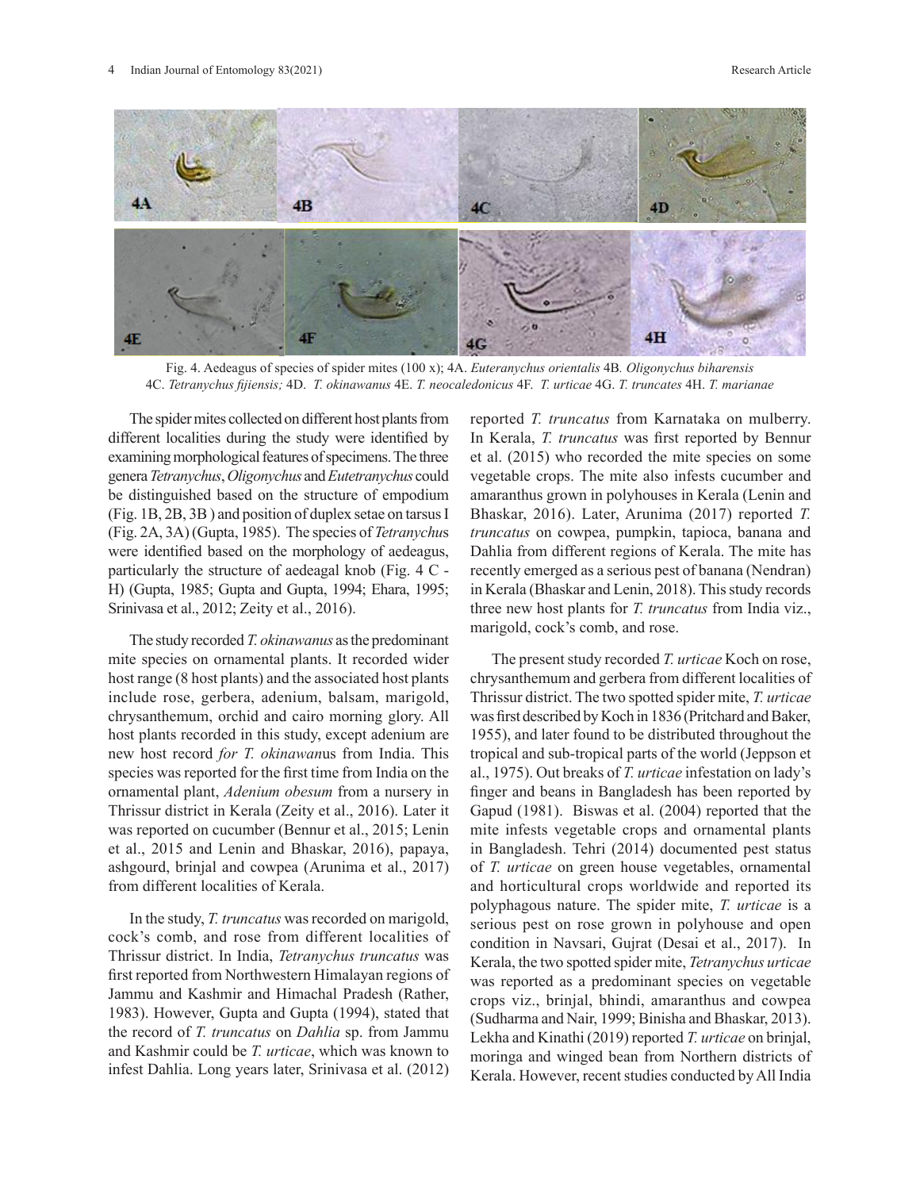Fig. 4. Aedeagus of species of spider mites (100 x); 4A. *Euteranychus orientalis* 4B. *Oligonychus biharensis* 4C. *Tetranychus fijiensis;* 4D. *T. okinawanus* 4E. *T. neocaledonicus* 4F. *T. urticae* 4G. *T. truncates* 4H. *T. marianae*

The spider mites collected on different host plants from different localities during the study were identified by examining morphological features of specimens. The three genera *Tetranychus*, *Oligonychus* and *Eutetranychus* could be distinguished based on the structure of empodium (Fig. 1B, 2B, 3B ) and position of duplex setae on tarsus I (Fig. 2A, 3A) (Gupta, 1985). The species of *Tetranychus* were identified based on the morphology of aedeagus, particularly the structure of aedeagal knob (Fig. 4 C - H) (Gupta, 1985; Gupta and Gupta, 1994; Ehara, 1995; Srinivasa et al., 2012; Zeity et al., 2016).

The study recorded *T. okinawanus* as the predominant mite species on ornamental plants. It recorded wider host range (8 host plants) and the associated host plants include rose, gerbera, adenium, balsam, marigold, chrysanthemum, orchid and cairo morning glory. All host plants recorded in this study, except adenium are new host record *for T. okinawan*us from India. This species was reported for the first time from India on the ornamental plant, *Adenium obesum* from a nursery in Thrissur district in Kerala (Zeity et al., 2016). Later it was reported on cucumber (Bennur et al., 2015; Lenin et al., 2015 and Lenin and Bhaskar, 2016), papaya, ashgourd, brinjal and cowpea (Arunima et al., 2017) from different localities of Kerala.

In the study, *T. truncatus* was recorded on marigold, cock's comb, and rose from different localities of Thrissur district. In India, *Tetranychus truncatus* was first reported from Northwestern Himalayan regions of Jammu and Kashmir and Himachal Pradesh (Rather, 1983). However, Gupta and Gupta (1994), stated that the record of *T. truncatus* on *Dahlia* sp. from Jammu and Kashmir could be *T. urticae*, which was known to infest Dahlia. Long years later, Srinivasa et al. (2012) reported *T. truncatus* from Karnataka on mulberry. In Kerala, *T. truncatus* was first reported by Bennur et al. (2015) who recorded the mite species on some vegetable crops. The mite also infests cucumber and amaranthus grown in polyhouses in Kerala (Lenin and Bhaskar, 2016). Later, Arunima (2017) reported *T. truncatus* on cowpea, pumpkin, tapioca, banana and Dahlia from different regions of Kerala. The mite has recently emerged as a serious pest of banana (Nendran) in Kerala (Bhaskar and Lenin, 2018). This study records three new host plants for *T. truncatus* from India viz., marigold, cock's comb, and rose.

The present study recorded *T. urticae* Koch on rose, chrysanthemum and gerbera from different localities of Thrissur district. The two spotted spider mite, *T. urticae* was first described by Koch in 1836 (Pritchard and Baker, 1955), and later found to be distributed throughout the tropical and sub-tropical parts of the world (Jeppson et al., 1975). Out breaks of *T. urticae* infestation on lady's finger and beans in Bangladesh has been reported by Gapud (1981). Biswas et al. (2004) reported that the mite infests vegetable crops and ornamental plants in Bangladesh. Tehri (2014) documented pest status of *T. urticae* on green house vegetables, ornamental and horticultural crops worldwide and reported its polyphagous nature. The spider mite, *T. urticae* is a serious pest on rose grown in polyhouse and open condition in Navsari, Gujrat (Desai et al., 2017). In Kerala, the two spotted spider mite, *Tetranychus urticae* was reported as a predominant species on vegetable crops viz., brinjal, bhindi, amaranthus and cowpea (Sudharma and Nair, 1999; Binisha and Bhaskar, 2013). Lekha and Kinathi (2019) reported *T. urticae* on brinjal, moringa and winged bean from Northern districts of Kerala. However, recent studies conducted by All India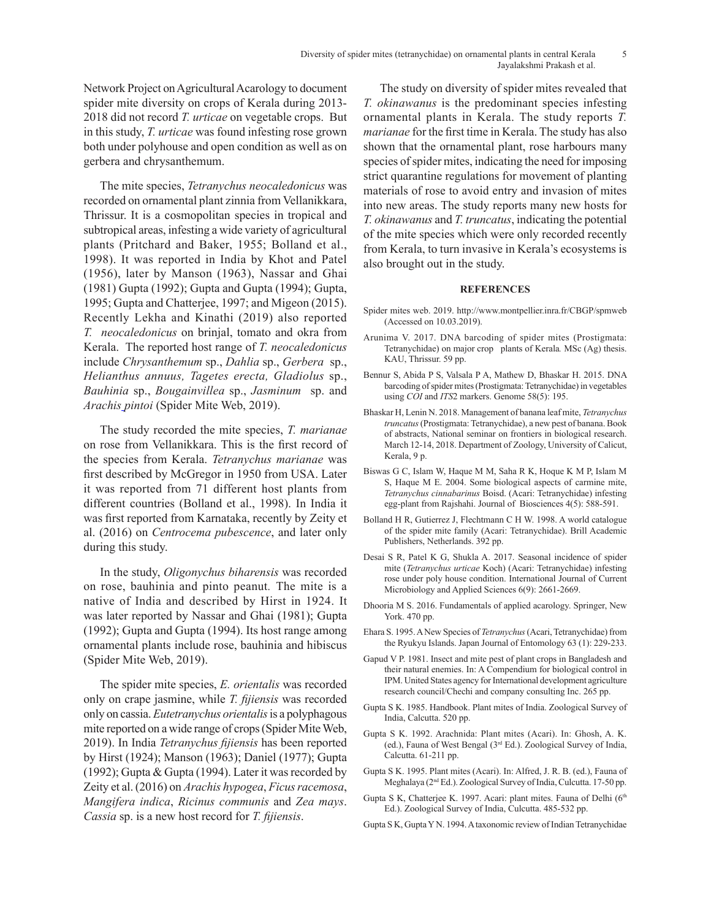Network Project on Agricultural Acarology to document spider mite diversity on crops of Kerala during 2013-2018 did not record *T. urticae* on vegetable crops. But in this study, *T. urticae* was found infesting rose grown both under polyhouse and open condition as well as on gerbera and chrysanthemum.

The mite species, *Tetranychus neocaledonicus* was recorded on ornamental plant zinnia from Vellanikkara, Thrissur. It is a cosmopolitan species in tropical and subtropical areas, infesting a wide variety of agricultural plants (Pritchard and Baker, 1955; Bolland et al., 1998). It was reported in India by Khot and Patel (1956), later by Manson (1963), Nassar and Ghai (1981) Gupta (1992); Gupta and Gupta (1994); Gupta, 1995; Gupta and Chatterjee, 1997; and Migeon (2015). Recently Lekha and Kinathi (2019) also reported *T. neocaledonicus* on brinjal, tomato and okra from Kerala. The reported host range of *T. neocaledonicus* include *Chrysanthemum* sp., *Dahlia* sp., *Gerbera* sp., *Helianthus annuus, Tagetes erecta, Gladiolus* sp., *Bauhinia* sp., *Bougainvillea* sp., *Jasminum* sp. and *Arachis pintoi* (Spider Mite Web, 2019).

The study recorded the mite species, *T. marianae* on rose from Vellanikkara. This is the first record of the species from Kerala. *Tetranychus marianae* was first described by McGregor in 1950 from USA. Later it was reported from 71 different host plants from different countries (Bolland et al., 1998). In India it was first reported from Karnataka, recently by Zeity et al. (2016) on *Centrocema pubescence*, and later only during this study.

In the study, *Oligonychus biharensis* was recorded on rose, bauhinia and pinto peanut. The mite is a native of India and described by Hirst in 1924. It was later reported by Nassar and Ghai (1981); Gupta (1992); Gupta and Gupta (1994). Its host range among ornamental plants include rose, bauhinia and hibiscus (Spider Mite Web, 2019).

The spider mite species, *E. orientalis* was recorded only on crape jasmine, while *T. fijiensis* was recorded only on cassia. *Eutetranychus orientalis* is a polyphagous mite reported on a wide range of crops (Spider Mite Web, 2019). In India *Tetranychus fijiensis* has been reported by Hirst (1924); Manson (1963); Daniel (1977); Gupta (1992); Gupta & Gupta (1994). Later it was recorded by Zeity et al. (2016) on *Arachis hypogea*, *Ficus racemosa*, *Mangifera indica*, *Ricinus communis* and *Zea mays*. *Cassia* sp. is a new host record for *T. fijiensis*.

The study on diversity of spider mites revealed that *T. okinawanus* is the predominant species infesting ornamental plants in Kerala. The study reports *T. marianae* for the first time in Kerala. The study has also shown that the ornamental plant, rose harbours many species of spider mites, indicating the need for imposing strict quarantine regulations for movement of planting materials of rose to avoid entry and invasion of mites into new areas. The study reports many new hosts for *T. okinawanus* and *T. truncatus*, indicating the potential of the mite species which were only recorded recently from Kerala, to turn invasive in Kerala's ecosystems is also brought out in the study.

## REFERENCES

Spider mites web. 2019. http://www.montpellier.inra.fr/CBGP/spmweb (Accessed on 10.03.2019).

Arunima V. 2017. DNA barcoding of spider mites (Prostigmata: Tetranychidae) on major crop plants of Kerala*.* MSc (Ag) thesis. KAU, Thrissur. 59 pp.

Bennur S, Abida P S, Valsala P A, Mathew D, Bhaskar H. 2015. DNA barcoding of spider mites (Prostigmata: Tetranychidae) in vegetables using *COI* and *ITS*2 markers. Genome 58(5): 195.

Bhaskar H, Lenin N. 2018. Management of banana leaf mite, *Tetranychus truncatus* (Prostigmata: Tetranychidae), a new pest of banana. Book of abstracts, National seminar on frontiers in biological research. March 12-14, 2018. Department of Zoology, University of Calicut, Kerala, 9 p.

Biswas G C, Islam W, Haque M M, Saha R K, Hoque K M P, Islam M S, Haque M E. 2004. Some biological aspects of carmine mite, *Tetranychus cinnabarinus* Boisd. (Acari: Tetranychidae) infesting egg-plant from Rajshahi. Journal of Biosciences 4(5): 588-591.

Bolland H R, Gutierrez J, Flechtmann C H W. 1998. A world catalogue of the spider mite family (Acari: Tetranychidae). Brill Academic Publishers, Netherlands. 392 pp.

Desai S R, Patel K G, Shukla A. 2017. Seasonal incidence of spider mite (*Tetranychus urticae* Koch) (Acari: Tetranychidae) infesting rose under poly house condition. International Journal of Current Microbiology and Applied Sciences 6(9): 2661-2669.

Dhooria M S. 2016. Fundamentals of applied acarology. Springer, New York. 470 pp.

Ehara S. 1995. A New Species of *Tetranychus* (Acari, Tetranychidae) from the Ryukyu Islands. Japan Journal of Entomology 63 (1): 229-233.

Gapud V P. 1981. Insect and mite pest of plant crops in Bangladesh and their natural enemies. In: A Compendium for biological control in IPM. United States agency for International development agriculture research council/Chechi and company consulting Inc. 265 pp.

Gupta S K. 1985. Handbook. Plant mites of India. Zoological Survey of India, Calcutta. 520 pp.

Gupta S K. 1992. Arachnida: Plant mites (Acari). In: Ghosh, A. K. (ed.), Fauna of West Bengal (3rd Ed.). Zoological Survey of India, Calcutta. 61-211 pp.

Gupta S K. 1995. Plant mites (Acari). In: Alfred, J. R. B. (ed.), Fauna of Meghalaya (2nd Ed.). Zoological Survey of India, Culcutta. 17-50 pp.

Gupta S K, Chatterjee K. 1997. Acari: plant mites. Fauna of Delhi (6th Ed.). Zoological Survey of India, Culcutta. 485-532 pp.

Gupta S K, Gupta Y N. 1994. A taxonomic review of Indian Tetranychidae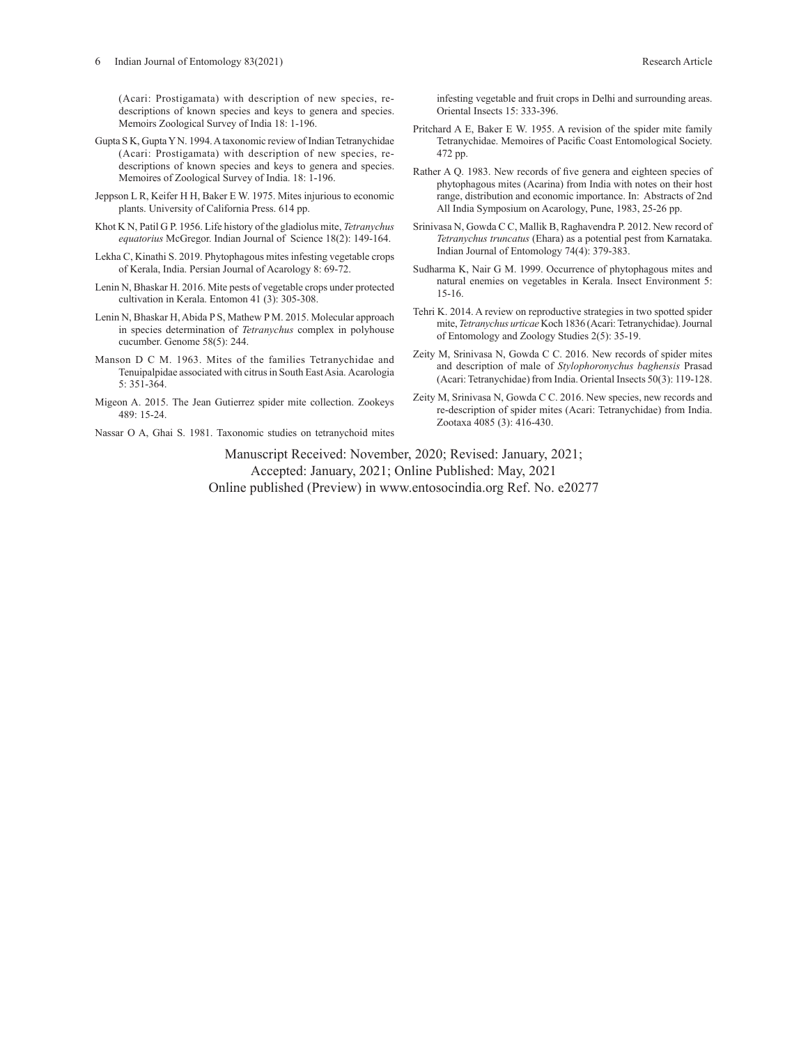(Acari: Prostigamata) with description of new species, re-descriptions of known species and keys to genera and species. Memoirs Zoological Survey of India 18: 1-196.

Gupta S K, Gupta Y N. 1994. A taxonomic review of Indian Tetranychidae (Acari: Prostigamata) with description of new species, re-descriptions of known species and keys to genera and species. Memoires of Zoological Survey of India. 18: 1-196.

Jeppson L R, Keifer H H, Baker E W. 1975. Mites injurious to economic plants. University of California Press. 614 pp.

Khot K N, Patil G P. 1956. Life history of the gladiolus mite, *Tetranychus equatorius* McGregor. Indian Journal of Science 18(2): 149-164.

Lekha C, Kinathi S. 2019. Phytophagous mites infesting vegetable crops of Kerala, India. Persian Journal of Acarology 8: 69-72.

Lenin N, Bhaskar H. 2016. Mite pests of vegetable crops under protected cultivation in Kerala. Entomon 41 (3): 305-308.

Lenin N, Bhaskar H, Abida P S, Mathew P M. 2015. Molecular approach in species determination of *Tetranychus* complex in polyhouse cucumber. Genome 58(5): 244.

Manson D C M. 1963. Mites of the families Tetranychidae and Tenuipalpidae associated with citrus in South East Asia. Acarologia 5: 351-364.

Migeon A. 2015. The Jean Gutierrez spider mite collection. Zookeys 489: 15-24.

Nassar O A, Ghai S. 1981. Taxonomic studies on tetranychoid mites infesting vegetable and fruit crops in Delhi and surrounding areas. Oriental Insects 15: 333-396.

Pritchard A E, Baker E W. 1955. A revision of the spider mite family Tetranychidae. Memoires of Pacific Coast Entomological Society. 472 pp.

Rather A Q. 1983. New records of five genera and eighteen species of phytophagous mites (Acarina) from India with notes on their host range, distribution and economic importance. In: Abstracts of 2nd All India Symposium on Acarology, Pune, 1983, 25-26 pp.

Srinivasa N, Gowda C C, Mallik B, Raghavendra P. 2012. New record of *Tetranychus truncatus* (Ehara) as a potential pest from Karnataka. Indian Journal of Entomology 74(4): 379-383.

Sudharma K, Nair G M. 1999. Occurrence of phytophagous mites and natural enemies on vegetables in Kerala. Insect Environment 5: 15-16.

Tehri K. 2014. A review on reproductive strategies in two spotted spider mite, *Tetranychus urticae* Koch 1836 (Acari: Tetranychidae). Journal of Entomology and Zoology Studies 2(5): 35-19.

Zeity M, Srinivasa N, Gowda C C. 2016. New records of spider mites and description of male of *Stylophoronychus baghensis* Prasad (Acari: Tetranychidae) from India. Oriental Insects 50(3): 119-128.

Zeity M, Srinivasa N, Gowda C C. 2016. New species, new records and re-description of spider mites (Acari: Tetranychidae) from India. Zootaxa 4085 (3): 416-430.

Manuscript Received: November, 2020; Revised: January, 2021;
Accepted: January, 2021; Online Published: May, 2021
Online published (Preview) in www.entosocindia.org Ref. No. e20277